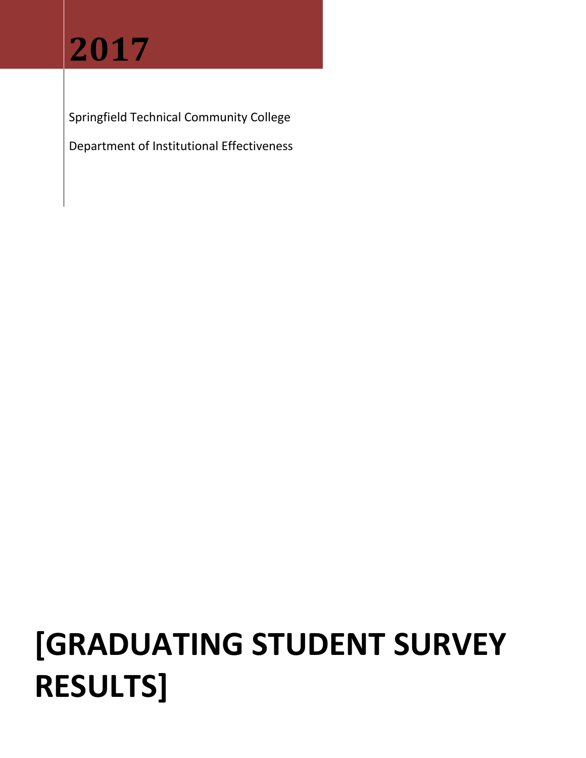# 2017

Springfield Technical Community College

Department of Institutional Effectiveness

# [GRADUATING STUDENT SURVEY RESULTS]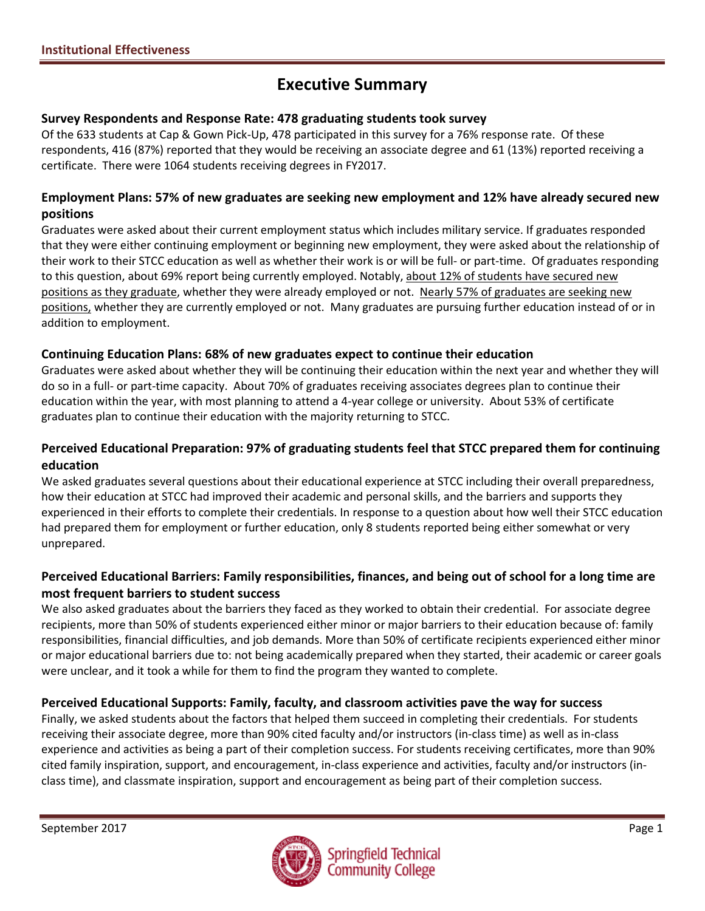# Executive Summary

**Survey Respondents and Response Rate: 478 graduating students took survey**

Of the 633 students at Cap & Gown Pick-Up, 478 participated in this survey for a 76% response rate. Of these respondents, 416 (87%) reported that they would be receiving an associate degree and 61 (13%) reported receiving a certificate. There were 1064 students receiving degrees in FY2017.

**Employment Plans: 57% of new graduates are seeking new employment and 12% have already secured new positions**

Graduates were asked about their current employment status which includes military service. If graduates responded that they were either continuing employment or beginning new employment, they were asked about the relationship of their work to their STCC education as well as whether their work is or will be full- or part-time. Of graduates responding to this question, about 69% report being currently employed. Notably, about 12% of students have secured new positions as they graduate, whether they were already employed or not. Nearly 57% of graduates are seeking new positions, whether they are currently employed or not. Many graduates are pursuing further education instead of or in addition to employment.

**Continuing Education Plans: 68% of new graduates expect to continue their education**

Graduates were asked about whether they will be continuing their education within the next year and whether they will do so in a full- or part-time capacity. About 70% of graduates receiving associates degrees plan to continue their education within the year, with most planning to attend a 4-year college or university. About 53% of certificate graduates plan to continue their education with the majority returning to STCC.

**Perceived Educational Preparation: 97% of graduating students feel that STCC prepared them for continuing education**

We asked graduates several questions about their educational experience at STCC including their overall preparedness, how their education at STCC had improved their academic and personal skills, and the barriers and supports they experienced in their efforts to complete their credentials. In response to a question about how well their STCC education had prepared them for employment or further education, only 8 students reported being either somewhat or very unprepared.

**Perceived Educational Barriers: Family responsibilities, finances, and being out of school for a long time are most frequent barriers to student success**

We also asked graduates about the barriers they faced as they worked to obtain their credential. For associate degree recipients, more than 50% of students experienced either minor or major barriers to their education because of: family responsibilities, financial difficulties, and job demands. More than 50% of certificate recipients experienced either minor or major educational barriers due to: not being academically prepared when they started, their academic or career goals were unclear, and it took a while for them to find the program they wanted to complete.

**Perceived Educational Supports: Family, faculty, and classroom activities pave the way for success**

Finally, we asked students about the factors that helped them succeed in completing their credentials. For students receiving their associate degree, more than 90% cited faculty and/or instructors (in-class time) as well as in-class experience and activities as being a part of their completion success. For students receiving certificates, more than 90% cited family inspiration, support, and encouragement, in-class experience and activities, faculty and/or instructors (in-class time), and classmate inspiration, support and encouragement as being part of their completion success.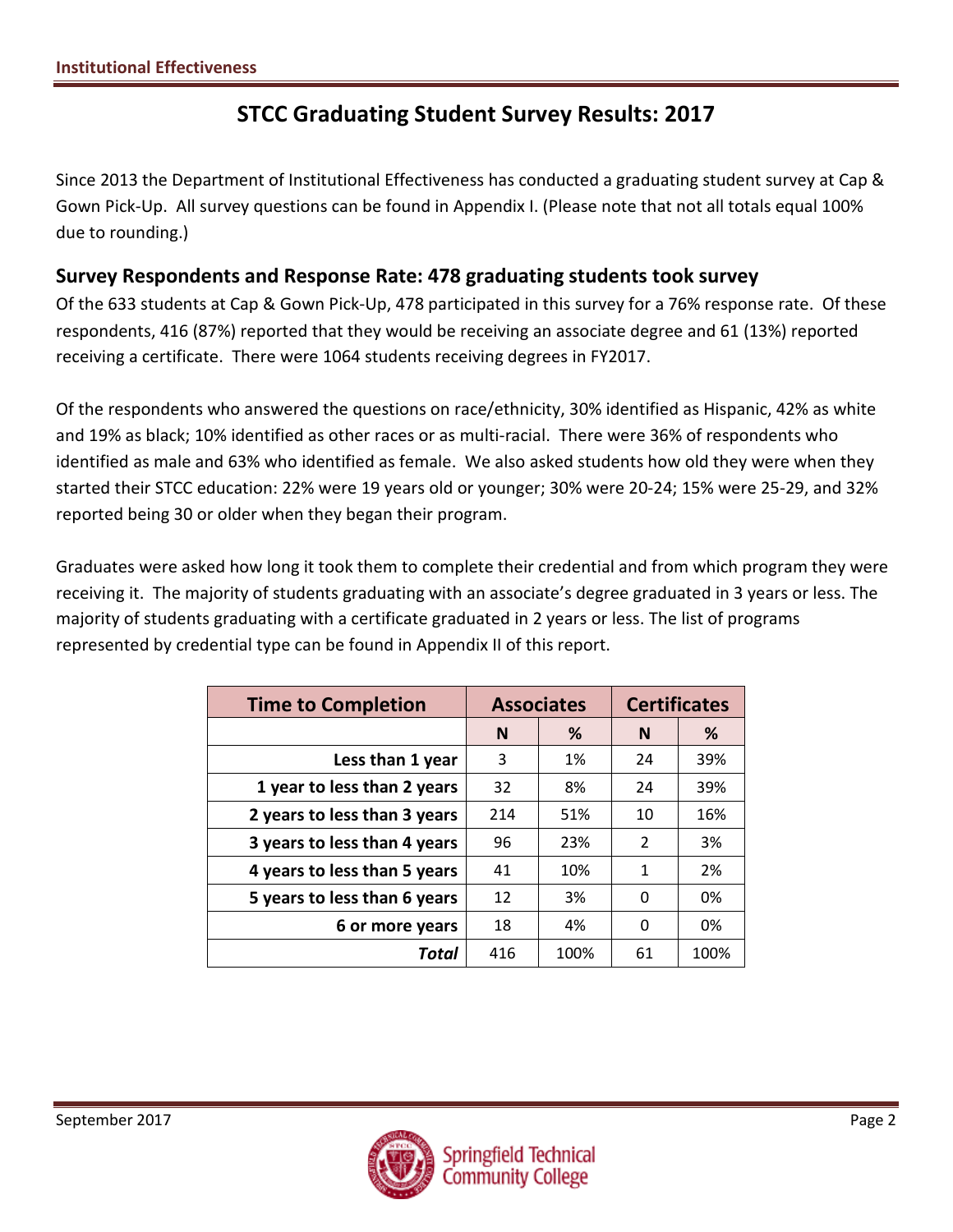# STCC Graduating Student Survey Results: 2017

Since 2013 the Department of Institutional Effectiveness has conducted a graduating student survey at Cap & Gown Pick-Up. All survey questions can be found in Appendix I. (Please note that not all totals equal 100% due to rounding.)

## Survey Respondents and Response Rate: 478 graduating students took survey

Of the 633 students at Cap & Gown Pick-Up, 478 participated in this survey for a 76% response rate. Of these respondents, 416 (87%) reported that they would be receiving an associate degree and 61 (13%) reported receiving a certificate. There were 1064 students receiving degrees in FY2017.

Of the respondents who answered the questions on race/ethnicity, 30% identified as Hispanic, 42% as white and 19% as black; 10% identified as other races or as multi-racial. There were 36% of respondents who identified as male and 63% who identified as female. We also asked students how old they were when they started their STCC education: 22% were 19 years old or younger; 30% were 20-24; 15% were 25-29, and 32% reported being 30 or older when they began their program.

Graduates were asked how long it took them to complete their credential and from which program they were receiving it. The majority of students graduating with an associate's degree graduated in 3 years or less. The majority of students graduating with a certificate graduated in 2 years or less. The list of programs represented by credential type can be found in Appendix II of this report.

| Time to Completion | Associates | | Certificates | |
|---|---|---|---|---|
| | N | % | N | % |
| Less than 1 year | 3 | 1% | 24 | 39% |
| 1 year to less than 2 years | 32 | 8% | 24 | 39% |
| 2 years to less than 3 years | 214 | 51% | 10 | 16% |
| 3 years to less than 4 years | 96 | 23% | 2 | 3% |
| 4 years to less than 5 years | 41 | 10% | 1 | 2% |
| 5 years to less than 6 years | 12 | 3% | 0 | 0% |
| 6 or more years | 18 | 4% | 0 | 0% |
| ***Total*** | 416 | 100% | 61 | 100% |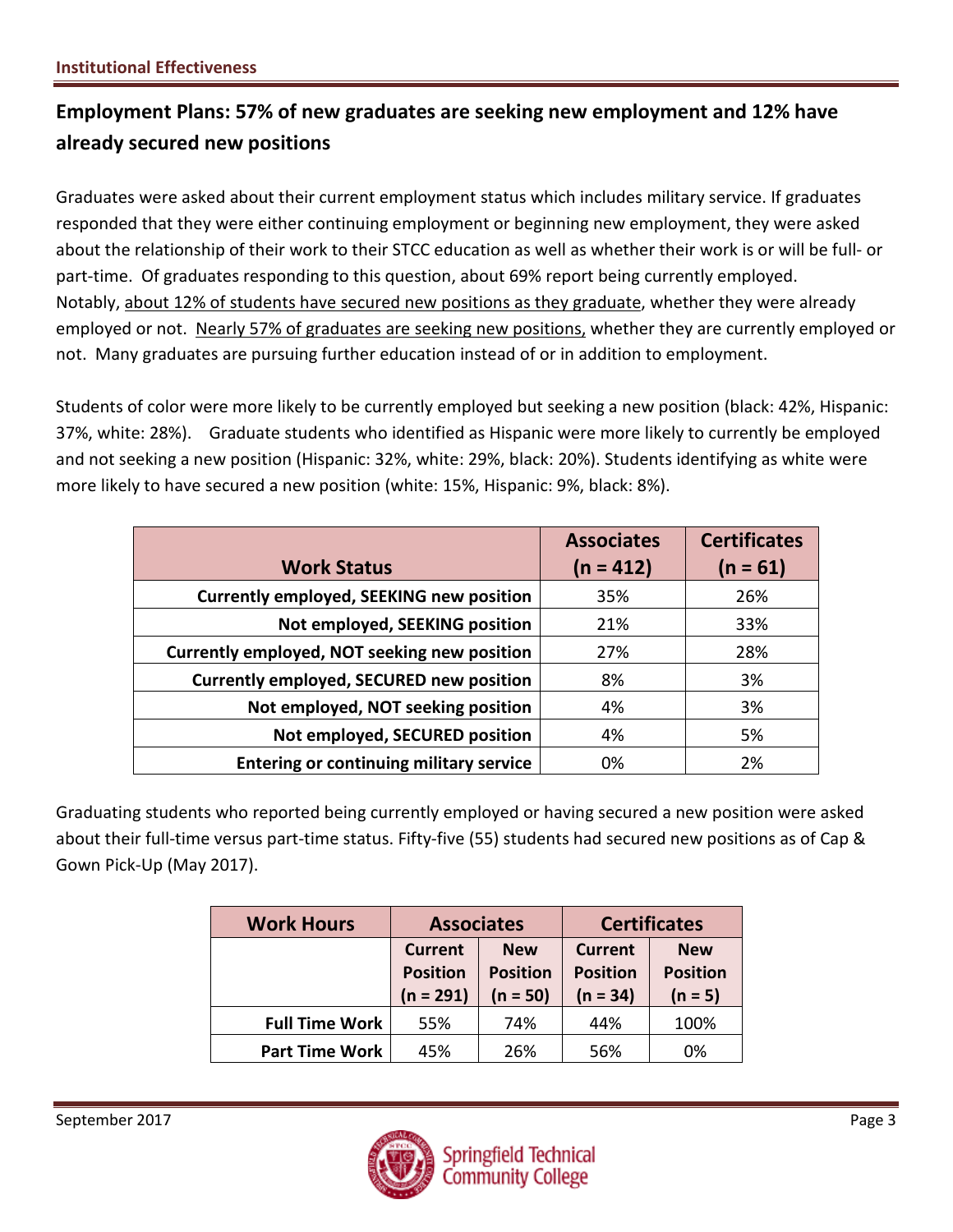## Employment Plans: 57% of new graduates are seeking new employment and 12% have already secured new positions

Graduates were asked about their current employment status which includes military service. If graduates responded that they were either continuing employment or beginning new employment, they were asked about the relationship of their work to their STCC education as well as whether their work is or will be full- or part-time. Of graduates responding to this question, about 69% report being currently employed. Notably, about 12% of students have secured new positions as they graduate, whether they were already employed or not. Nearly 57% of graduates are seeking new positions, whether they are currently employed or not. Many graduates are pursuing further education instead of or in addition to employment.

Students of color were more likely to be currently employed but seeking a new position (black: 42%, Hispanic: 37%, white: 28%). Graduate students who identified as Hispanic were more likely to currently be employed and not seeking a new position (Hispanic: 32%, white: 29%, black: 20%). Students identifying as white were more likely to have secured a new position (white: 15%, Hispanic: 9%, black: 8%).

| Work Status | Associates (n = 412) | Certificates (n = 61) |
|---|---|---|
| **Currently employed, SEEKING new position** | 35% | 26% |
| **Not employed, SEEKING position** | 21% | 33% |
| **Currently employed, NOT seeking new position** | 27% | 28% |
| **Currently employed, SECURED new position** | 8% | 3% |
| **Not employed, NOT seeking position** | 4% | 3% |
| **Not employed, SECURED position** | 4% | 5% |
| **Entering or continuing military service** | 0% | 2% |

Graduating students who reported being currently employed or having secured a new position were asked about their full-time versus part-time status. Fifty-five (55) students had secured new positions as of Cap & Gown Pick-Up (May 2017).

| Work Hours | Associates | | Certificates | |
|---|---|---|---|---|
| | Current Position (n = 291) | New Position (n = 50) | Current Position (n = 34) | New Position (n = 5) |
| **Full Time Work** | 55% | 74% | 44% | 100% |
| **Part Time Work** | 45% | 26% | 56% | 0% |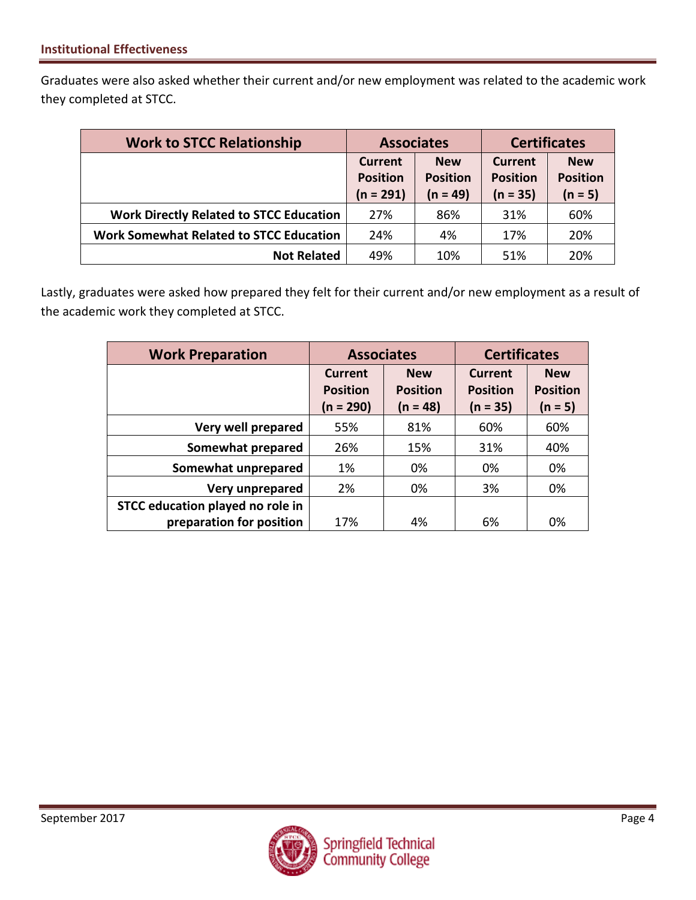Graduates were also asked whether their current and/or new employment was related to the academic work they completed at STCC.

| Work to STCC Relationship | Associates | | Certificates | |
|---|---|---|---|---|
| | Current Position (n = 291) | New Position (n = 49) | Current Position (n = 35) | New Position (n = 5) |
| **Work Directly Related to STCC Education** | 27% | 86% | 31% | 60% |
| **Work Somewhat Related to STCC Education** | 24% | 4% | 17% | 20% |
| **Not Related** | 49% | 10% | 51% | 20% |

Lastly, graduates were asked how prepared they felt for their current and/or new employment as a result of the academic work they completed at STCC.

| Work Preparation | Associates | | Certificates | |
|---|---|---|---|---|
| | Current Position (n = 290) | New Position (n = 48) | Current Position (n = 35) | New Position (n = 5) |
| **Very well prepared** | 55% | 81% | 60% | 60% |
| **Somewhat prepared** | 26% | 15% | 31% | 40% |
| **Somewhat unprepared** | 1% | 0% | 0% | 0% |
| **Very unprepared** | 2% | 0% | 3% | 0% |
| **STCC education played no role in preparation for position** | 17% | 4% | 6% | 0% |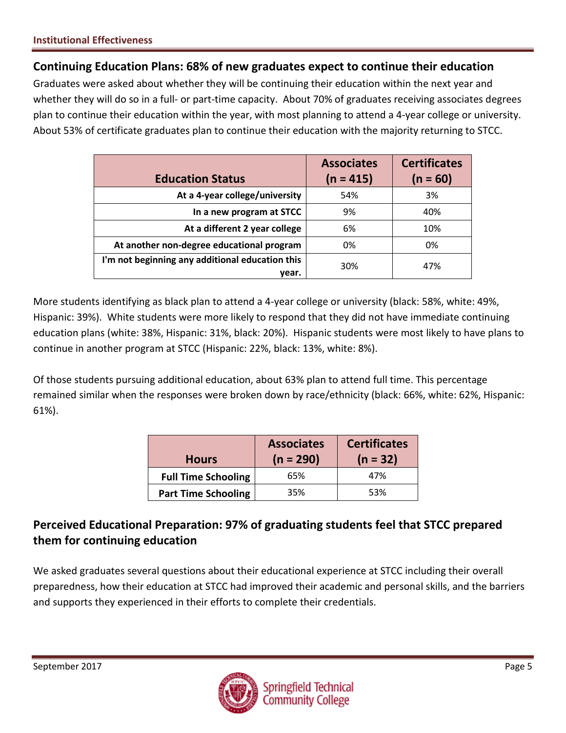## Continuing Education Plans: 68% of new graduates expect to continue their education

Graduates were asked about whether they will be continuing their education within the next year and whether they will do so in a full- or part-time capacity. About 70% of graduates receiving associates degrees plan to continue their education within the year, with most planning to attend a 4-year college or university. About 53% of certificate graduates plan to continue their education with the majority returning to STCC.

| Education Status | Associates (n = 415) | Certificates (n = 60) |
|---|---|---|
| At a 4-year college/university | 54% | 3% |
| In a new program at STCC | 9% | 40% |
| At a different 2 year college | 6% | 10% |
| At another non-degree educational program | 0% | 0% |
| I'm not beginning any additional education this year. | 30% | 47% |

More students identifying as black plan to attend a 4-year college or university (black: 58%, white: 49%, Hispanic: 39%). White students were more likely to respond that they did not have immediate continuing education plans (white: 38%, Hispanic: 31%, black: 20%). Hispanic students were most likely to have plans to continue in another program at STCC (Hispanic: 22%, black: 13%, white: 8%).

Of those students pursuing additional education, about 63% plan to attend full time. This percentage remained similar when the responses were broken down by race/ethnicity (black: 66%, white: 62%, Hispanic: 61%).

| Hours | Associates (n = 290) | Certificates (n = 32) |
|---|---|---|
| Full Time Schooling | 65% | 47% |
| Part Time Schooling | 35% | 53% |

## Perceived Educational Preparation: 97% of graduating students feel that STCC prepared them for continuing education

We asked graduates several questions about their educational experience at STCC including their overall preparedness, how their education at STCC had improved their academic and personal skills, and the barriers and supports they experienced in their efforts to complete their credentials.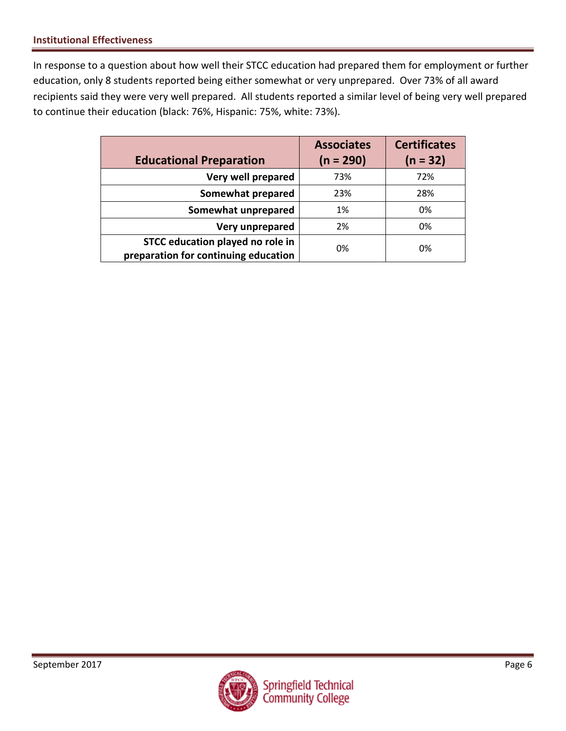## Institutional Effectiveness

In response to a question about how well their STCC education had prepared them for employment or further education, only 8 students reported being either somewhat or very unprepared. Over 73% of all award recipients said they were very well prepared. All students reported a similar level of being very well prepared to continue their education (black: 76%, Hispanic: 75%, white: 73%).

| Educational Preparation | Associates (n = 290) | Certificates (n = 32) |
|---|---|---|
| **Very well prepared** | 73% | 72% |
| **Somewhat prepared** | 23% | 28% |
| **Somewhat unprepared** | 1% | 0% |
| **Very unprepared** | 2% | 0% |
| **STCC education played no role in preparation for continuing education** | 0% | 0% |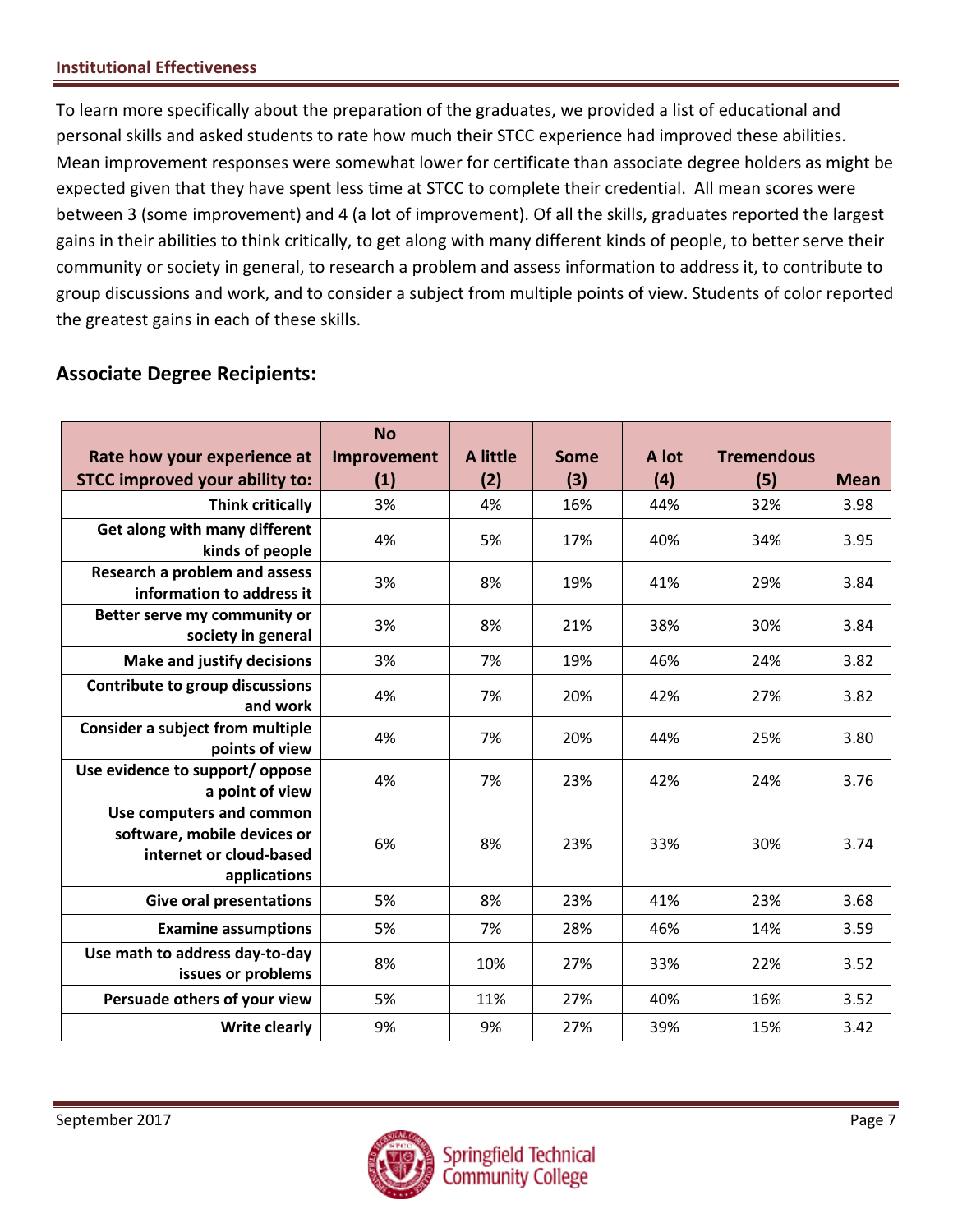## Institutional Effectiveness

To learn more specifically about the preparation of the graduates, we provided a list of educational and personal skills and asked students to rate how much their STCC experience had improved these abilities. Mean improvement responses were somewhat lower for certificate than associate degree holders as might be expected given that they have spent less time at STCC to complete their credential. All mean scores were between 3 (some improvement) and 4 (a lot of improvement). Of all the skills, graduates reported the largest gains in their abilities to think critically, to get along with many different kinds of people, to better serve their community or society in general, to research a problem and assess information to address it, to contribute to group discussions and work, and to consider a subject from multiple points of view. Students of color reported the greatest gains in each of these skills.

### Associate Degree Recipients:

| Rate how your experience at STCC improved your ability to: | No Improvement (1) | A little (2) | Some (3) | A lot (4) | Tremendous (5) | Mean |
|---|---|---|---|---|---|---|
| Think critically | 3% | 4% | 16% | 44% | 32% | 3.98 |
| Get along with many different kinds of people | 4% | 5% | 17% | 40% | 34% | 3.95 |
| Research a problem and assess information to address it | 3% | 8% | 19% | 41% | 29% | 3.84 |
| Better serve my community or society in general | 3% | 8% | 21% | 38% | 30% | 3.84 |
| Make and justify decisions | 3% | 7% | 19% | 46% | 24% | 3.82 |
| Contribute to group discussions and work | 4% | 7% | 20% | 42% | 27% | 3.82 |
| Consider a subject from multiple points of view | 4% | 7% | 20% | 44% | 25% | 3.80 |
| Use evidence to support/ oppose a point of view | 4% | 7% | 23% | 42% | 24% | 3.76 |
| Use computers and common software, mobile devices or internet or cloud-based applications | 6% | 8% | 23% | 33% | 30% | 3.74 |
| Give oral presentations | 5% | 8% | 23% | 41% | 23% | 3.68 |
| Examine assumptions | 5% | 7% | 28% | 46% | 14% | 3.59 |
| Use math to address day-to-day issues or problems | 8% | 10% | 27% | 33% | 22% | 3.52 |
| Persuade others of your view | 5% | 11% | 27% | 40% | 16% | 3.52 |
| Write clearly | 9% | 9% | 27% | 39% | 15% | 3.42 |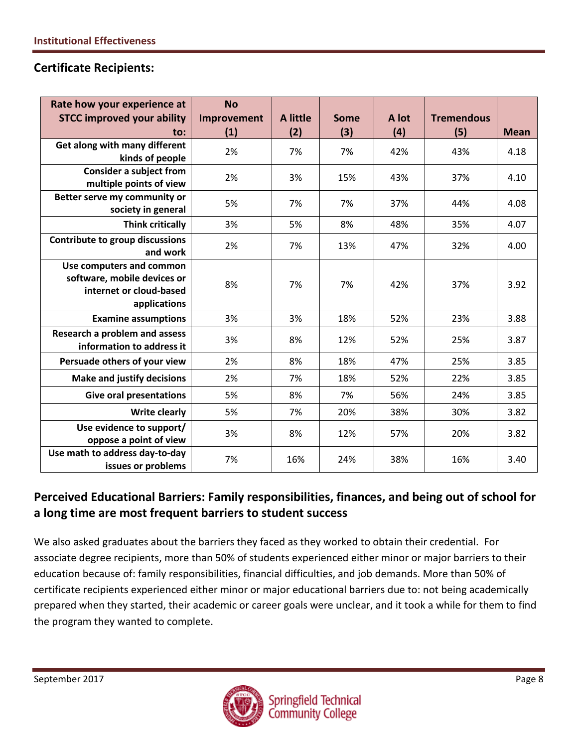## Certificate Recipients:

| Rate how your experience at STCC improved your ability to: | No Improvement (1) | A little (2) | Some (3) | A lot (4) | Tremendous (5) | Mean |
|---|---|---|---|---|---|---|
| Get along with many different kinds of people | 2% | 7% | 7% | 42% | 43% | 4.18 |
| Consider a subject from multiple points of view | 2% | 3% | 15% | 43% | 37% | 4.10 |
| Better serve my community or society in general | 5% | 7% | 7% | 37% | 44% | 4.08 |
| Think critically | 3% | 5% | 8% | 48% | 35% | 4.07 |
| Contribute to group discussions and work | 2% | 7% | 13% | 47% | 32% | 4.00 |
| Use computers and common software, mobile devices or internet or cloud-based applications | 8% | 7% | 7% | 42% | 37% | 3.92 |
| Examine assumptions | 3% | 3% | 18% | 52% | 23% | 3.88 |
| Research a problem and assess information to address it | 3% | 8% | 12% | 52% | 25% | 3.87 |
| Persuade others of your view | 2% | 8% | 18% | 47% | 25% | 3.85 |
| Make and justify decisions | 2% | 7% | 18% | 52% | 22% | 3.85 |
| Give oral presentations | 5% | 8% | 7% | 56% | 24% | 3.85 |
| Write clearly | 5% | 7% | 20% | 38% | 30% | 3.82 |
| Use evidence to support/ oppose a point of view | 3% | 8% | 12% | 57% | 20% | 3.82 |
| Use math to address day-to-day issues or problems | 7% | 16% | 24% | 38% | 16% | 3.40 |

## Perceived Educational Barriers: Family responsibilities, finances, and being out of school for a long time are most frequent barriers to student success

We also asked graduates about the barriers they faced as they worked to obtain their credential. For associate degree recipients, more than 50% of students experienced either minor or major barriers to their education because of: family responsibilities, financial difficulties, and job demands. More than 50% of certificate recipients experienced either minor or major educational barriers due to: not being academically prepared when they started, their academic or career goals were unclear, and it took a while for them to find the program they wanted to complete.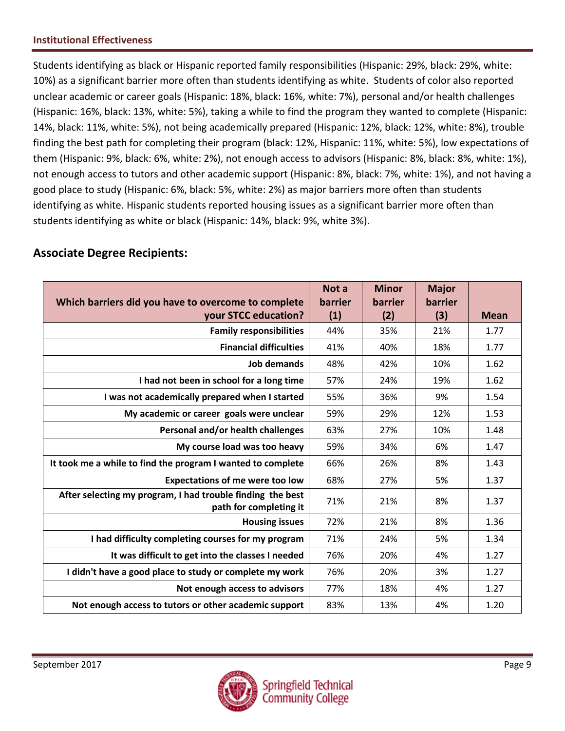Students identifying as black or Hispanic reported family responsibilities (Hispanic: 29%, black: 29%, white: 10%) as a significant barrier more often than students identifying as white. Students of color also reported unclear academic or career goals (Hispanic: 18%, black: 16%, white: 7%), personal and/or health challenges (Hispanic: 16%, black: 13%, white: 5%), taking a while to find the program they wanted to complete (Hispanic: 14%, black: 11%, white: 5%), not being academically prepared (Hispanic: 12%, black: 12%, white: 8%), trouble finding the best path for completing their program (black: 12%, Hispanic: 11%, white: 5%), low expectations of them (Hispanic: 9%, black: 6%, white: 2%), not enough access to advisors (Hispanic: 8%, black: 8%, white: 1%), not enough access to tutors and other academic support (Hispanic: 8%, black: 7%, white: 1%), and not having a good place to study (Hispanic: 6%, black: 5%, white: 2%) as major barriers more often than students identifying as white. Hispanic students reported housing issues as a significant barrier more often than students identifying as white or black (Hispanic: 14%, black: 9%, white 3%).

## Associate Degree Recipients:

| Which barriers did you have to overcome to complete your STCC education? | Not a barrier (1) | Minor barrier (2) | Major barrier (3) | Mean |
|---|---|---|---|---|
| Family responsibilities | 44% | 35% | 21% | 1.77 |
| Financial difficulties | 41% | 40% | 18% | 1.77 |
| Job demands | 48% | 42% | 10% | 1.62 |
| I had not been in school for a long time | 57% | 24% | 19% | 1.62 |
| I was not academically prepared when I started | 55% | 36% | 9% | 1.54 |
| My academic or career goals were unclear | 59% | 29% | 12% | 1.53 |
| Personal and/or health challenges | 63% | 27% | 10% | 1.48 |
| My course load was too heavy | 59% | 34% | 6% | 1.47 |
| It took me a while to find the program I wanted to complete | 66% | 26% | 8% | 1.43 |
| Expectations of me were too low | 68% | 27% | 5% | 1.37 |
| After selecting my program, I had trouble finding the best path for completing it | 71% | 21% | 8% | 1.37 |
| Housing issues | 72% | 21% | 8% | 1.36 |
| I had difficulty completing courses for my program | 71% | 24% | 5% | 1.34 |
| It was difficult to get into the classes I needed | 76% | 20% | 4% | 1.27 |
| I didn't have a good place to study or complete my work | 76% | 20% | 3% | 1.27 |
| Not enough access to advisors | 77% | 18% | 4% | 1.27 |
| Not enough access to tutors or other academic support | 83% | 13% | 4% | 1.20 |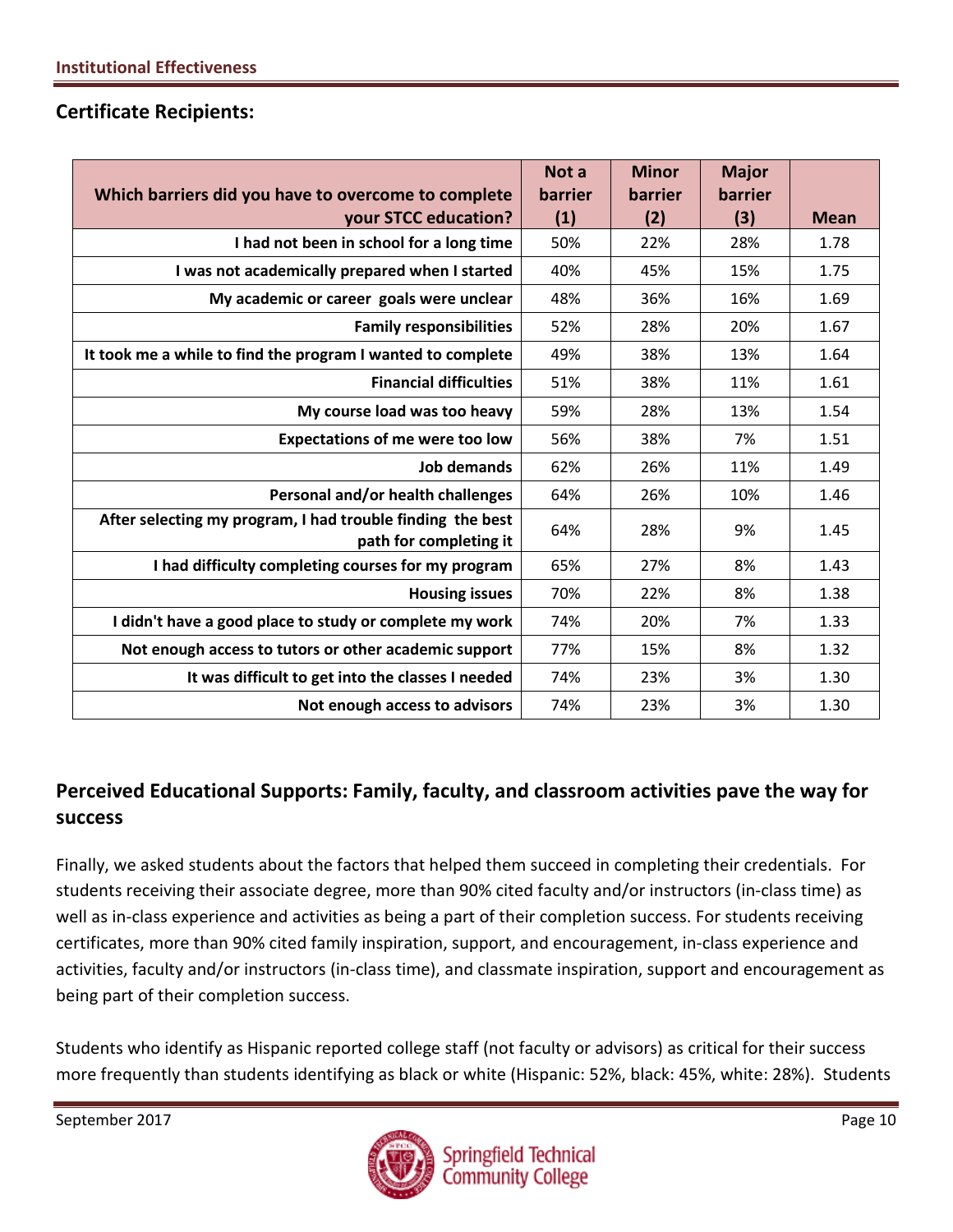## Certificate Recipients:

| Which barriers did you have to overcome to complete your STCC education? | Not a barrier (1) | Minor barrier (2) | Major barrier (3) | Mean |
|---|---|---|---|---|
| I had not been in school for a long time | 50% | 22% | 28% | 1.78 |
| I was not academically prepared when I started | 40% | 45% | 15% | 1.75 |
| My academic or career goals were unclear | 48% | 36% | 16% | 1.69 |
| Family responsibilities | 52% | 28% | 20% | 1.67 |
| It took me a while to find the program I wanted to complete | 49% | 38% | 13% | 1.64 |
| Financial difficulties | 51% | 38% | 11% | 1.61 |
| My course load was too heavy | 59% | 28% | 13% | 1.54 |
| Expectations of me were too low | 56% | 38% | 7% | 1.51 |
| Job demands | 62% | 26% | 11% | 1.49 |
| Personal and/or health challenges | 64% | 26% | 10% | 1.46 |
| After selecting my program, I had trouble finding the best path for completing it | 64% | 28% | 9% | 1.45 |
| I had difficulty completing courses for my program | 65% | 27% | 8% | 1.43 |
| Housing issues | 70% | 22% | 8% | 1.38 |
| I didn't have a good place to study or complete my work | 74% | 20% | 7% | 1.33 |
| Not enough access to tutors or other academic support | 77% | 15% | 8% | 1.32 |
| It was difficult to get into the classes I needed | 74% | 23% | 3% | 1.30 |
| Not enough access to advisors | 74% | 23% | 3% | 1.30 |

## Perceived Educational Supports: Family, faculty, and classroom activities pave the way for success

Finally, we asked students about the factors that helped them succeed in completing their credentials. For students receiving their associate degree, more than 90% cited faculty and/or instructors (in-class time) as well as in-class experience and activities as being a part of their completion success. For students receiving certificates, more than 90% cited family inspiration, support, and encouragement, in-class experience and activities, faculty and/or instructors (in-class time), and classmate inspiration, support and encouragement as being part of their completion success.

Students who identify as Hispanic reported college staff (not faculty or advisors) as critical for their success more frequently than students identifying as black or white (Hispanic: 52%, black: 45%, white: 28%). Students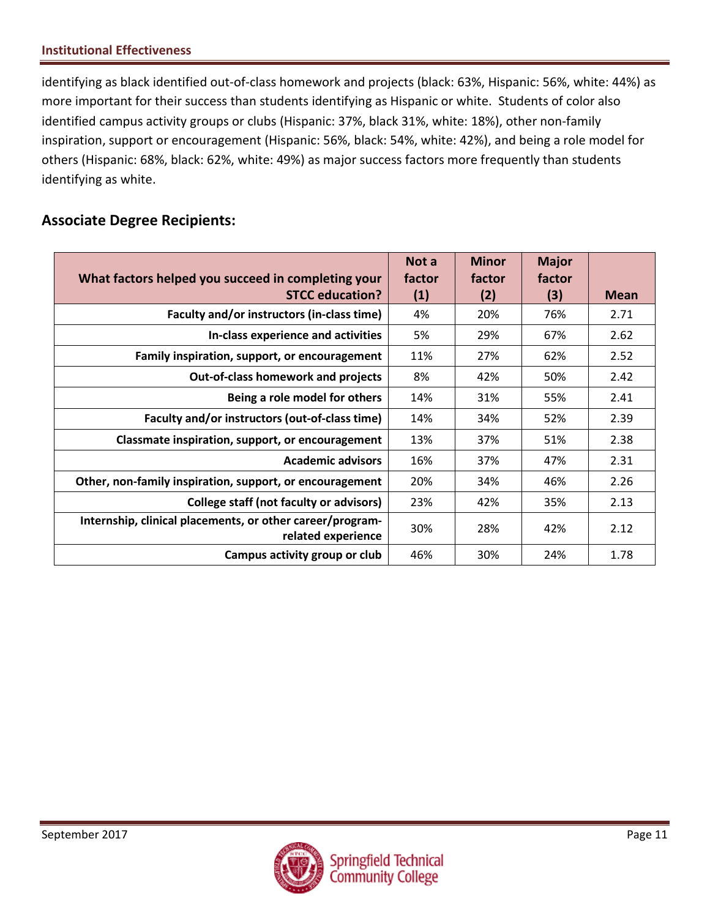identifying as black identified out-of-class homework and projects (black: 63%, Hispanic: 56%, white: 44%) as more important for their success than students identifying as Hispanic or white. Students of color also identified campus activity groups or clubs (Hispanic: 37%, black 31%, white: 18%), other non-family inspiration, support or encouragement (Hispanic: 56%, black: 54%, white: 42%), and being a role model for others (Hispanic: 68%, black: 62%, white: 49%) as major success factors more frequently than students identifying as white.

## Associate Degree Recipients:

| What factors helped you succeed in completing your STCC education? | Not a factor (1) | Minor factor (2) | Major factor (3) | Mean |
|---|---|---|---|---|
| Faculty and/or instructors (in-class time) | 4% | 20% | 76% | 2.71 |
| In-class experience and activities | 5% | 29% | 67% | 2.62 |
| Family inspiration, support, or encouragement | 11% | 27% | 62% | 2.52 |
| Out-of-class homework and projects | 8% | 42% | 50% | 2.42 |
| Being a role model for others | 14% | 31% | 55% | 2.41 |
| Faculty and/or instructors (out-of-class time) | 14% | 34% | 52% | 2.39 |
| Classmate inspiration, support, or encouragement | 13% | 37% | 51% | 2.38 |
| Academic advisors | 16% | 37% | 47% | 2.31 |
| Other, non-family inspiration, support, or encouragement | 20% | 34% | 46% | 2.26 |
| College staff (not faculty or advisors) | 23% | 42% | 35% | 2.13 |
| Internship, clinical placements, or other career/program-related experience | 30% | 28% | 42% | 2.12 |
| Campus activity group or club | 46% | 30% | 24% | 1.78 |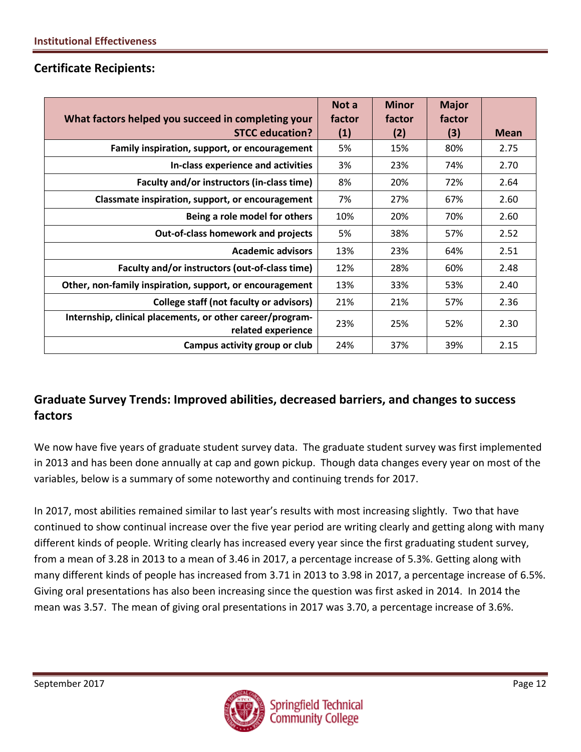## Certificate Recipients:

| What factors helped you succeed in completing your STCC education? | Not a factor (1) | Minor factor (2) | Major factor (3) | Mean |
|---|---|---|---|---|
| Family inspiration, support, or encouragement | 5% | 15% | 80% | 2.75 |
| In-class experience and activities | 3% | 23% | 74% | 2.70 |
| Faculty and/or instructors (in-class time) | 8% | 20% | 72% | 2.64 |
| Classmate inspiration, support, or encouragement | 7% | 27% | 67% | 2.60 |
| Being a role model for others | 10% | 20% | 70% | 2.60 |
| Out-of-class homework and projects | 5% | 38% | 57% | 2.52 |
| Academic advisors | 13% | 23% | 64% | 2.51 |
| Faculty and/or instructors (out-of-class time) | 12% | 28% | 60% | 2.48 |
| Other, non-family inspiration, support, or encouragement | 13% | 33% | 53% | 2.40 |
| College staff (not faculty or advisors) | 21% | 21% | 57% | 2.36 |
| Internship, clinical placements, or other career/program-related experience | 23% | 25% | 52% | 2.30 |
| Campus activity group or club | 24% | 37% | 39% | 2.15 |

## Graduate Survey Trends: Improved abilities, decreased barriers, and changes to success factors

We now have five years of graduate student survey data. The graduate student survey was first implemented in 2013 and has been done annually at cap and gown pickup. Though data changes every year on most of the variables, below is a summary of some noteworthy and continuing trends for 2017.

In 2017, most abilities remained similar to last year's results with most increasing slightly. Two that have continued to show continual increase over the five year period are writing clearly and getting along with many different kinds of people. Writing clearly has increased every year since the first graduating student survey, from a mean of 3.28 in 2013 to a mean of 3.46 in 2017, a percentage increase of 5.3%. Getting along with many different kinds of people has increased from 3.71 in 2013 to 3.98 in 2017, a percentage increase of 6.5%. Giving oral presentations has also been increasing since the question was first asked in 2014. In 2014 the mean was 3.57. The mean of giving oral presentations in 2017 was 3.70, a percentage increase of 3.6%.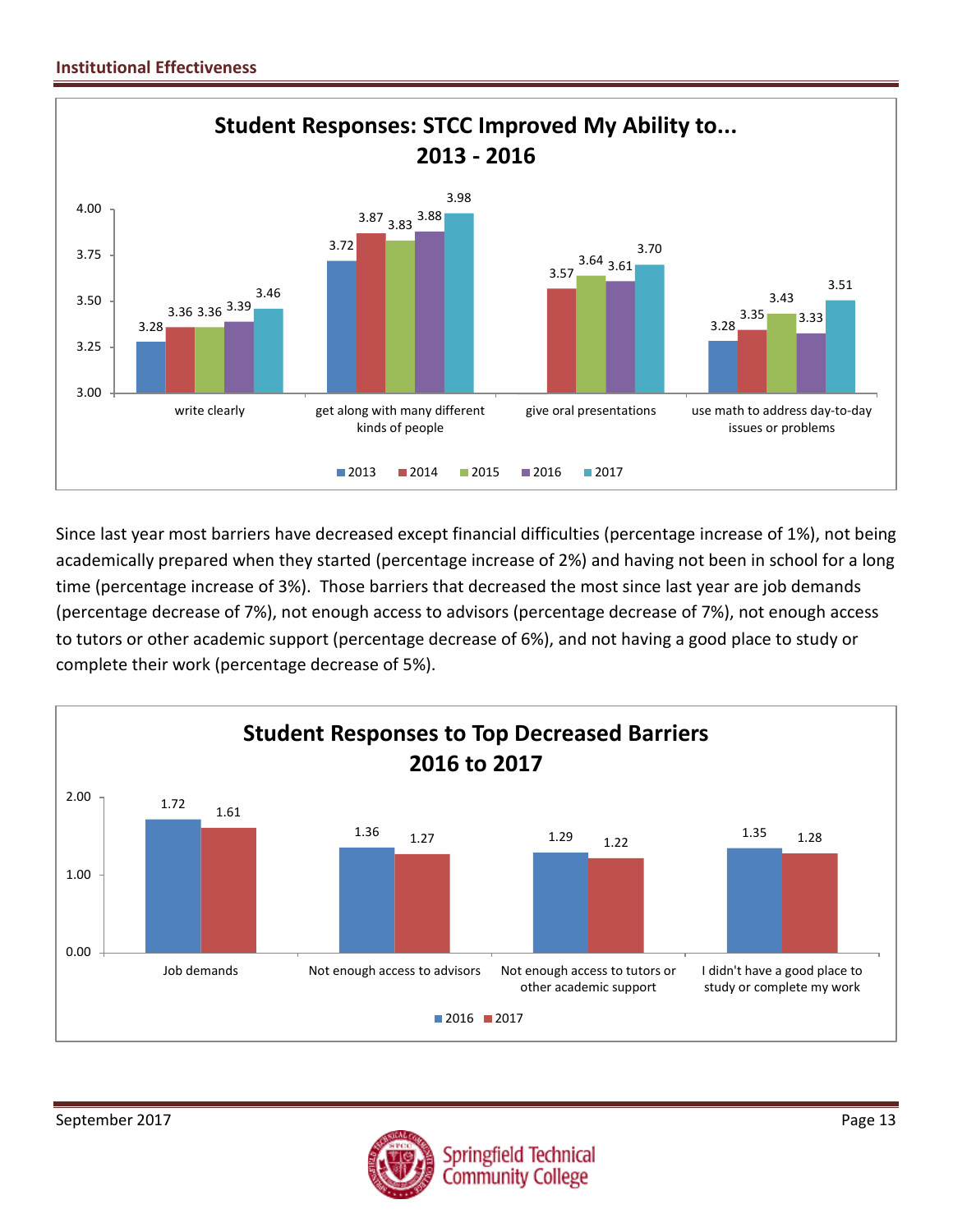**Student Responses: STCC Improved My Ability to... 2013 - 2016**

| | 2013 | 2014 | 2015 | 2016 | 2017 |
|---|---|---|---|---|---|
| write clearly | 3.28 | 3.36 | 3.36 | 3.39 | 3.46 |
| get along with many different kinds of people | 3.72 | 3.87 | 3.83 | 3.88 | 3.98 |
| give oral presentations | | 3.57 | 3.64 | 3.61 | 3.70 |
| use math to address day-to-day issues or problems | 3.28 | 3.35 | 3.43 | 3.33 | 3.51 |

Since last year most barriers have decreased except financial difficulties (percentage increase of 1%), not being academically prepared when they started (percentage increase of 2%) and having not been in school for a long time (percentage increase of 3%). Those barriers that decreased the most since last year are job demands (percentage decrease of 7%), not enough access to advisors (percentage decrease of 7%), not enough access to tutors or other academic support (percentage decrease of 6%), and not having a good place to study or complete their work (percentage decrease of 5%).

**Student Responses to Top Decreased Barriers 2016 to 2017**

| | 2016 | 2017 |
|---|---|---|
| Job demands | 1.72 | 1.61 |
| Not enough access to advisors | 1.36 | 1.27 |
| Not enough access to tutors or other academic support | 1.29 | 1.22 |
| I didn't have a good place to study or complete my work | 1.35 | 1.28 |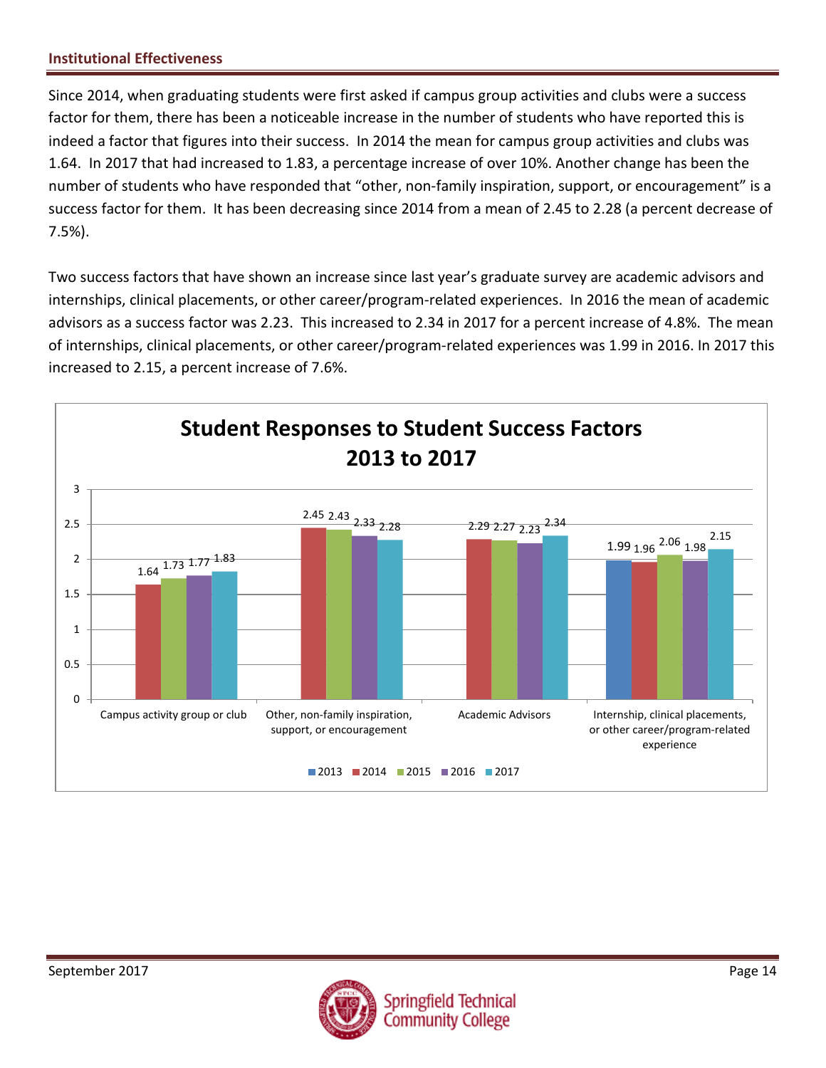Since 2014, when graduating students were first asked if campus group activities and clubs were a success factor for them, there has been a noticeable increase in the number of students who have reported this is indeed a factor that figures into their success. In 2014 the mean for campus group activities and clubs was 1.64. In 2017 that had increased to 1.83, a percentage increase of over 10%. Another change has been the number of students who have responded that "other, non-family inspiration, support, or encouragement" is a success factor for them. It has been decreasing since 2014 from a mean of 2.45 to 2.28 (a percent decrease of 7.5%).

Two success factors that have shown an increase since last year's graduate survey are academic advisors and internships, clinical placements, or other career/program-related experiences. In 2016 the mean of academic advisors as a success factor was 2.23. This increased to 2.34 in 2017 for a percent increase of 4.8%. The mean of internships, clinical placements, or other career/program-related experiences was 1.99 in 2016. In 2017 this increased to 2.15, a percent increase of 7.6%.

**Student Responses to Student Success Factors 2013 to 2017**

| | 2013 | 2014 | 2015 | 2016 | 2017 |
|---|---|---|---|---|---|
| Campus activity group or club | | 1.64 | 1.73 | 1.77 | 1.83 |
| Other, non-family inspiration, support, or encouragement | | 2.45 | 2.43 | 2.33 | 2.28 |
| Academic Advisors | | 2.29 | 2.27 | 2.23 | 2.34 |
| Internship, clinical placements, or other career/program-related experience | 1.99 | 1.96 | 2.06 | 1.98 | 2.15 |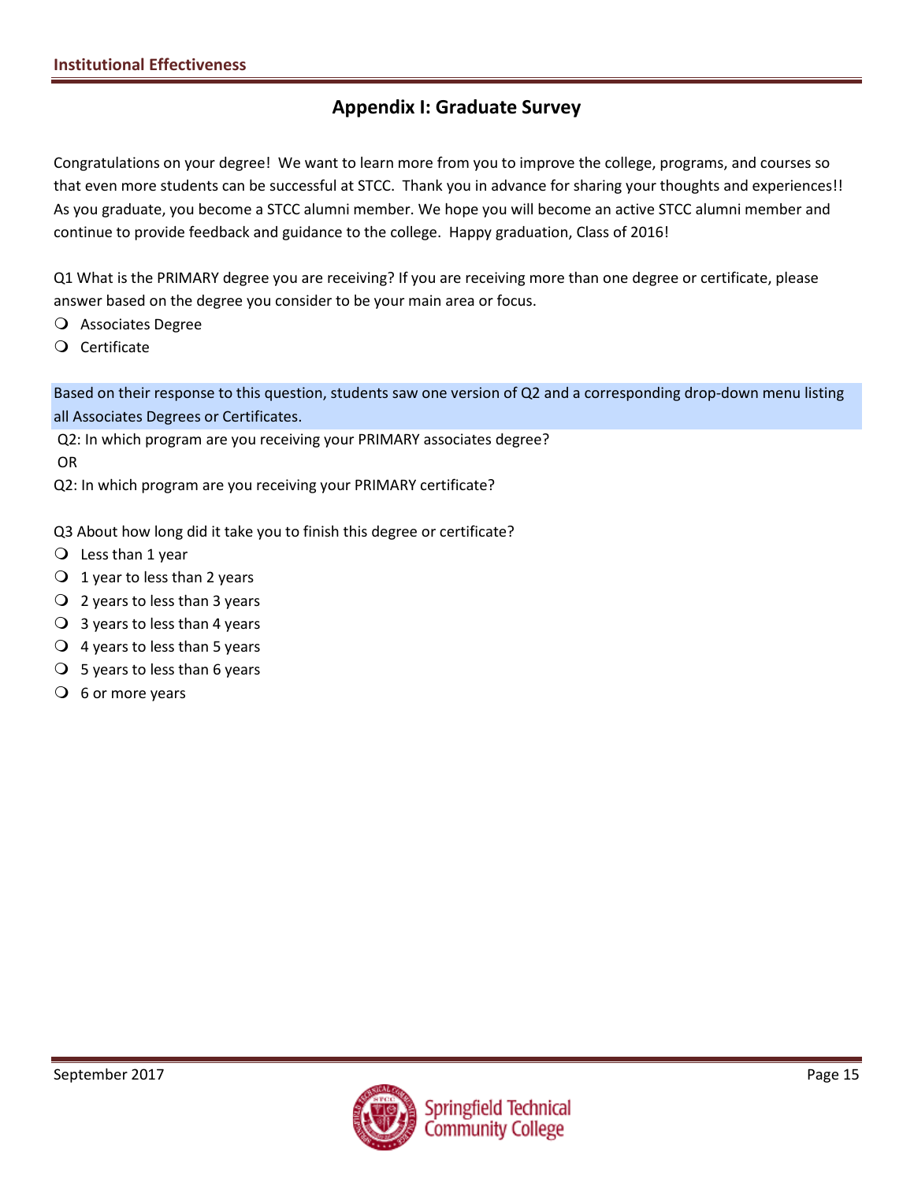## Appendix I: Graduate Survey

Congratulations on your degree! We want to learn more from you to improve the college, programs, and courses so that even more students can be successful at STCC. Thank you in advance for sharing your thoughts and experiences!! As you graduate, you become a STCC alumni member. We hope you will become an active STCC alumni member and continue to provide feedback and guidance to the college. Happy graduation, Class of 2016!

Q1 What is the PRIMARY degree you are receiving? If you are receiving more than one degree or certificate, please answer based on the degree you consider to be your main area or focus.

- Associates Degree
- Certificate

Based on their response to this question, students saw one version of Q2 and a corresponding drop-down menu listing all Associates Degrees or Certificates.

Q2: In which program are you receiving your PRIMARY associates degree?

OR

Q2: In which program are you receiving your PRIMARY certificate?

Q3 About how long did it take you to finish this degree or certificate?

- Less than 1 year
- 1 year to less than 2 years
- 2 years to less than 3 years
- 3 years to less than 4 years
- 4 years to less than 5 years
- 5 years to less than 6 years
- 6 or more years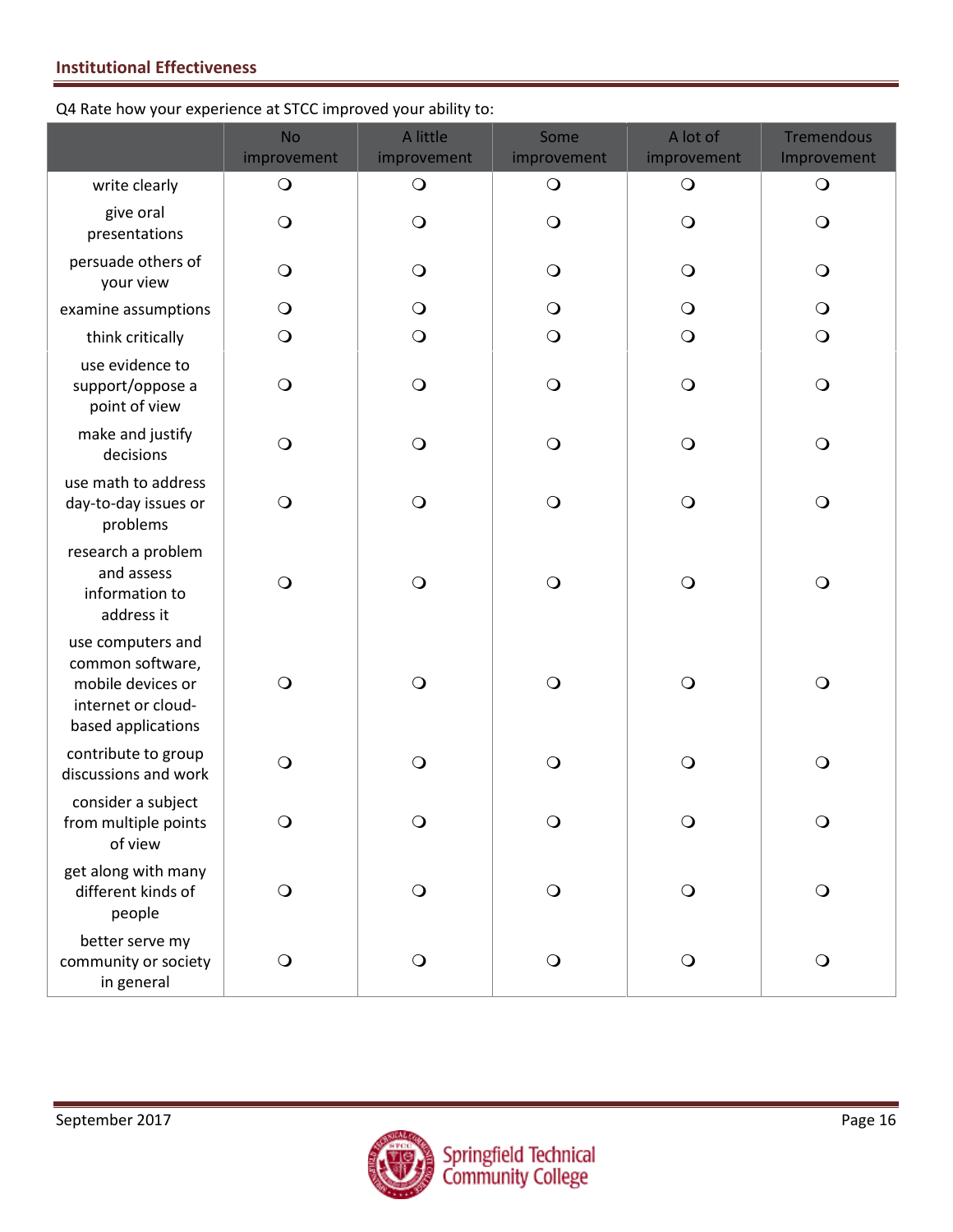Q4 Rate how your experience at STCC improved your ability to:

| | No improvement | A little improvement | Some improvement | A lot of improvement | Tremendous Improvement |
|---|---|---|---|---|---|
| write clearly | ❍ | ❍ | ❍ | ❍ | ❍ |
| give oral presentations | ❍ | ❍ | ❍ | ❍ | ❍ |
| persuade others of your view | ❍ | ❍ | ❍ | ❍ | ❍ |
| examine assumptions | ❍ | ❍ | ❍ | ❍ | ❍ |
| think critically | ❍ | ❍ | ❍ | ❍ | ❍ |
| use evidence to support/oppose a point of view | ❍ | ❍ | ❍ | ❍ | ❍ |
| make and justify decisions | ❍ | ❍ | ❍ | ❍ | ❍ |
| use math to address day-to-day issues or problems | ❍ | ❍ | ❍ | ❍ | ❍ |
| research a problem and assess information to address it | ❍ | ❍ | ❍ | ❍ | ❍ |
| use computers and common software, mobile devices or internet or cloud-based applications | ❍ | ❍ | ❍ | ❍ | ❍ |
| contribute to group discussions and work | ❍ | ❍ | ❍ | ❍ | ❍ |
| consider a subject from multiple points of view | ❍ | ❍ | ❍ | ❍ | ❍ |
| get along with many different kinds of people | ❍ | ❍ | ❍ | ❍ | ❍ |
| better serve my community or society in general | ❍ | ❍ | ❍ | ❍ | ❍ |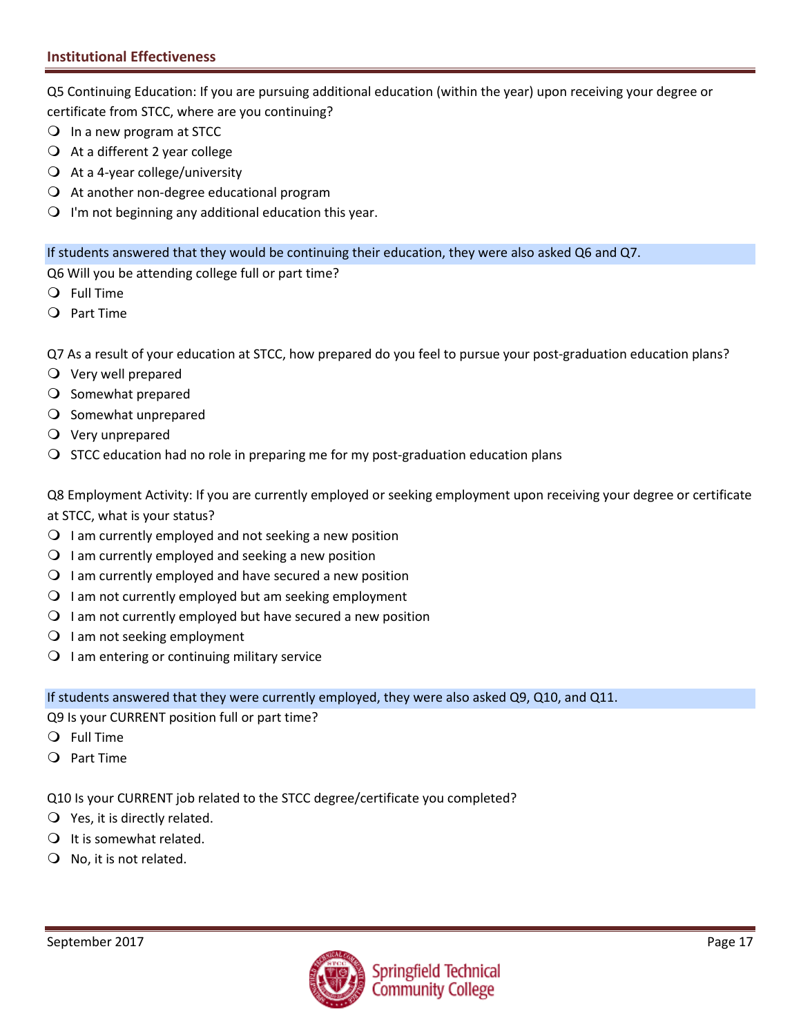Q5 Continuing Education: If you are pursuing additional education (within the year) upon receiving your degree or certificate from STCC, where are you continuing?

- In a new program at STCC
- At a different 2 year college
- At a 4-year college/university
- At another non-degree educational program
- I'm not beginning any additional education this year.

If students answered that they would be continuing their education, they were also asked Q6 and Q7.

Q6 Will you be attending college full or part time?

- Full Time
- Part Time

Q7 As a result of your education at STCC, how prepared do you feel to pursue your post-graduation education plans?

- Very well prepared
- Somewhat prepared
- Somewhat unprepared
- Very unprepared
- STCC education had no role in preparing me for my post-graduation education plans

Q8 Employment Activity: If you are currently employed or seeking employment upon receiving your degree or certificate at STCC, what is your status?

- I am currently employed and not seeking a new position
- I am currently employed and seeking a new position
- I am currently employed and have secured a new position
- I am not currently employed but am seeking employment
- I am not currently employed but have secured a new position
- I am not seeking employment
- I am entering or continuing military service

If students answered that they were currently employed, they were also asked Q9, Q10, and Q11.

Q9 Is your CURRENT position full or part time?

- Full Time
- Part Time

Q10 Is your CURRENT job related to the STCC degree/certificate you completed?

- Yes, it is directly related.
- It is somewhat related.
- No, it is not related.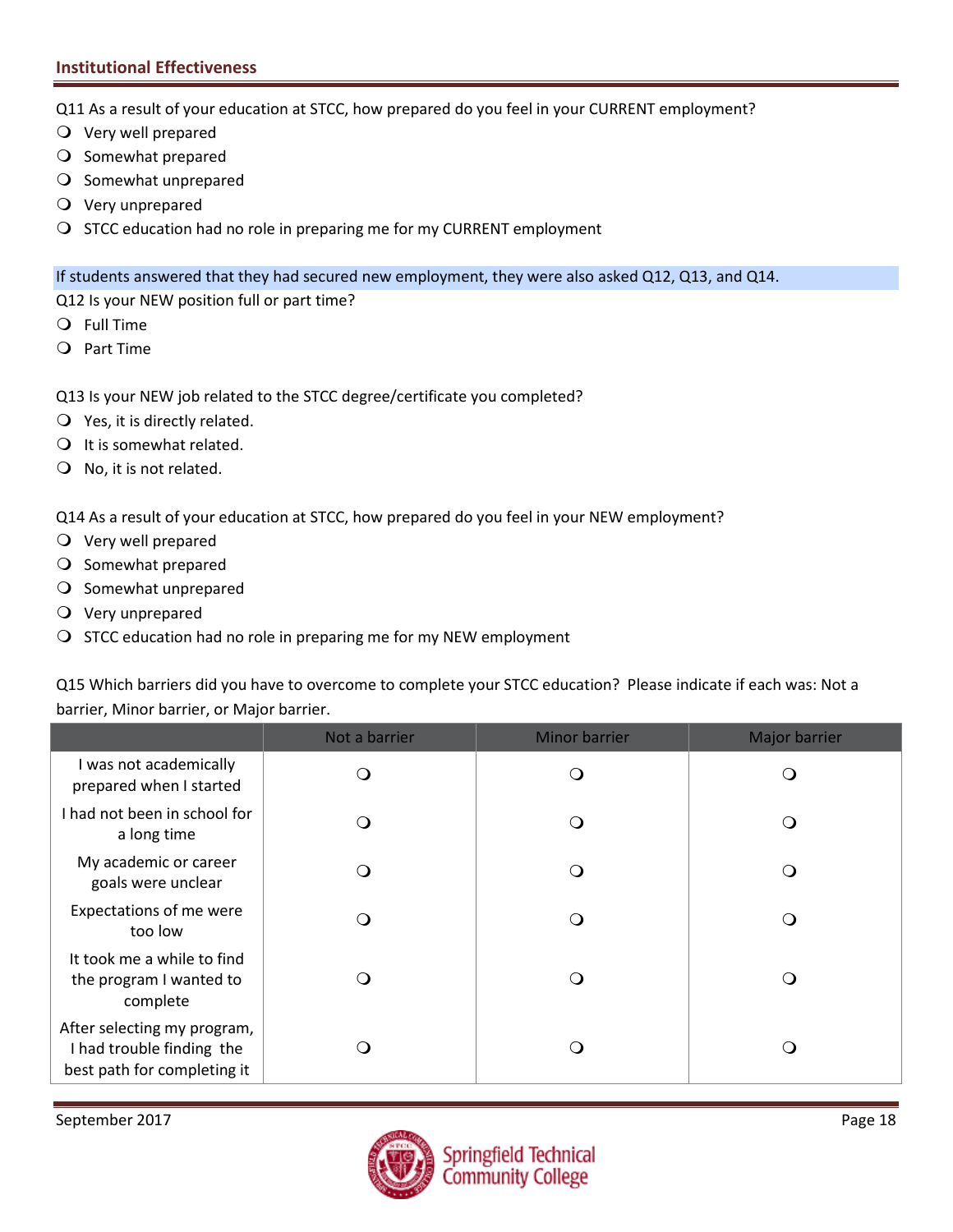Q11 As a result of your education at STCC, how prepared do you feel in your CURRENT employment?

- Very well prepared
- Somewhat prepared
- Somewhat unprepared
- Very unprepared
- STCC education had no role in preparing me for my CURRENT employment

If students answered that they had secured new employment, they were also asked Q12, Q13, and Q14.

Q12 Is your NEW position full or part time?

- Full Time
- Part Time

Q13 Is your NEW job related to the STCC degree/certificate you completed?

- Yes, it is directly related.
- It is somewhat related.
- No, it is not related.

Q14 As a result of your education at STCC, how prepared do you feel in your NEW employment?

- Very well prepared
- Somewhat prepared
- Somewhat unprepared
- Very unprepared
- STCC education had no role in preparing me for my NEW employment

Q15 Which barriers did you have to overcome to complete your STCC education? Please indicate if each was: Not a barrier, Minor barrier, or Major barrier.

| | Not a barrier | Minor barrier | Major barrier |
|---|---|---|---|
| I was not academically prepared when I started | ❍ | ❍ | ❍ |
| I had not been in school for a long time | ❍ | ❍ | ❍ |
| My academic or career goals were unclear | ❍ | ❍ | ❍ |
| Expectations of me were too low | ❍ | ❍ | ❍ |
| It took me a while to find the program I wanted to complete | ❍ | ❍ | ❍ |
| After selecting my program, I had trouble finding the best path for completing it | ❍ | ❍ | ❍ |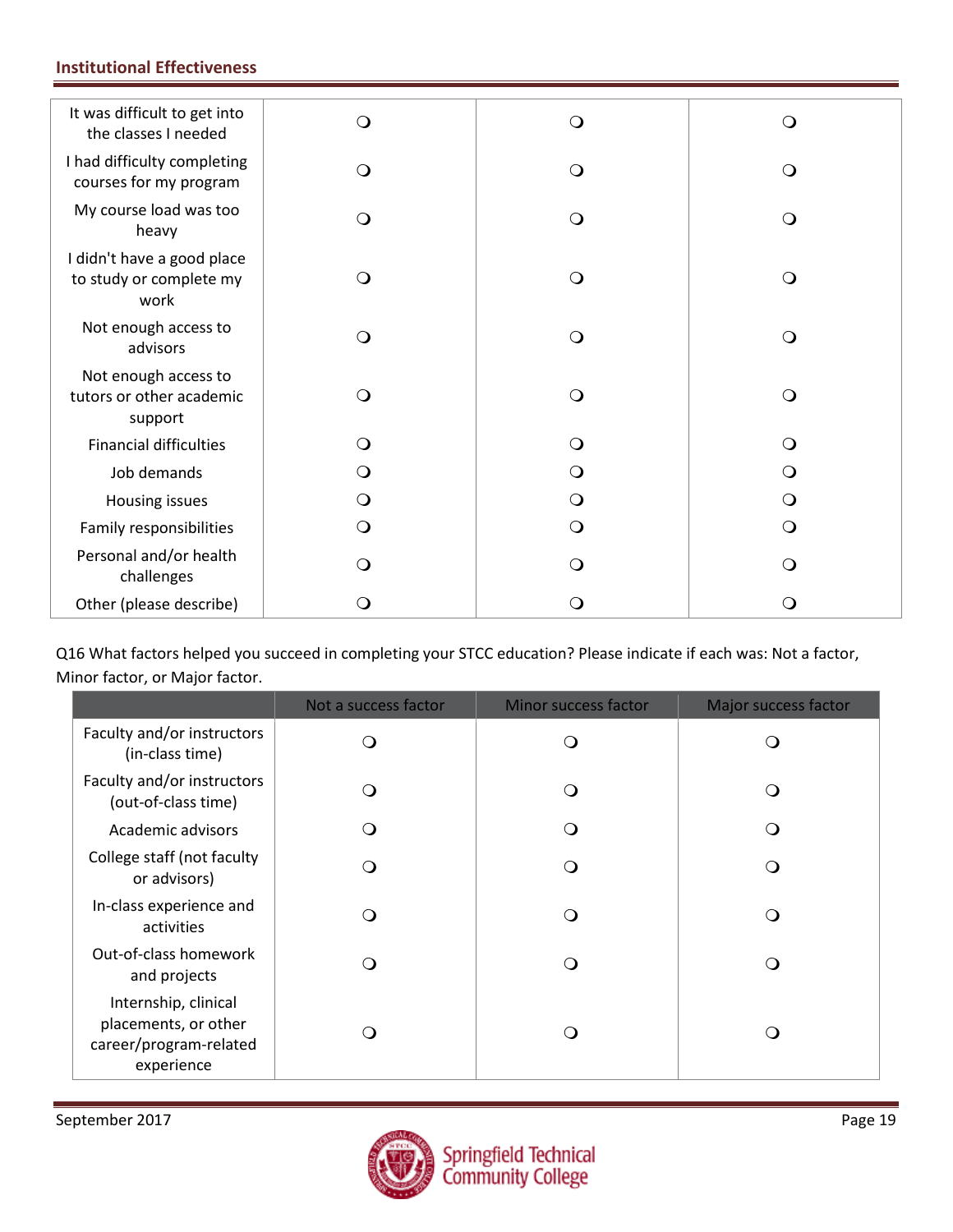| | | | |
|---|---|---|---|
| It was difficult to get into the classes I needed | ❍ | ❍ | ❍ |
| I had difficulty completing courses for my program | ❍ | ❍ | ❍ |
| My course load was too heavy | ❍ | ❍ | ❍ |
| I didn't have a good place to study or complete my work | ❍ | ❍ | ❍ |
| Not enough access to advisors | ❍ | ❍ | ❍ |
| Not enough access to tutors or other academic support | ❍ | ❍ | ❍ |
| Financial difficulties | ❍ | ❍ | ❍ |
| Job demands | ❍ | ❍ | ❍ |
| Housing issues | ❍ | ❍ | ❍ |
| Family responsibilities | ❍ | ❍ | ❍ |
| Personal and/or health challenges | ❍ | ❍ | ❍ |
| Other (please describe) | ❍ | ❍ | ❍ |

Q16 What factors helped you succeed in completing your STCC education? Please indicate if each was: Not a factor, Minor factor, or Major factor.

| | Not a success factor | Minor success factor | Major success factor |
|---|---|---|---|
| Faculty and/or instructors (in-class time) | ❍ | ❍ | ❍ |
| Faculty and/or instructors (out-of-class time) | ❍ | ❍ | ❍ |
| Academic advisors | ❍ | ❍ | ❍ |
| College staff (not faculty or advisors) | ❍ | ❍ | ❍ |
| In-class experience and activities | ❍ | ❍ | ❍ |
| Out-of-class homework and projects | ❍ | ❍ | ❍ |
| Internship, clinical placements, or other career/program-related experience | ❍ | ❍ | ❍ |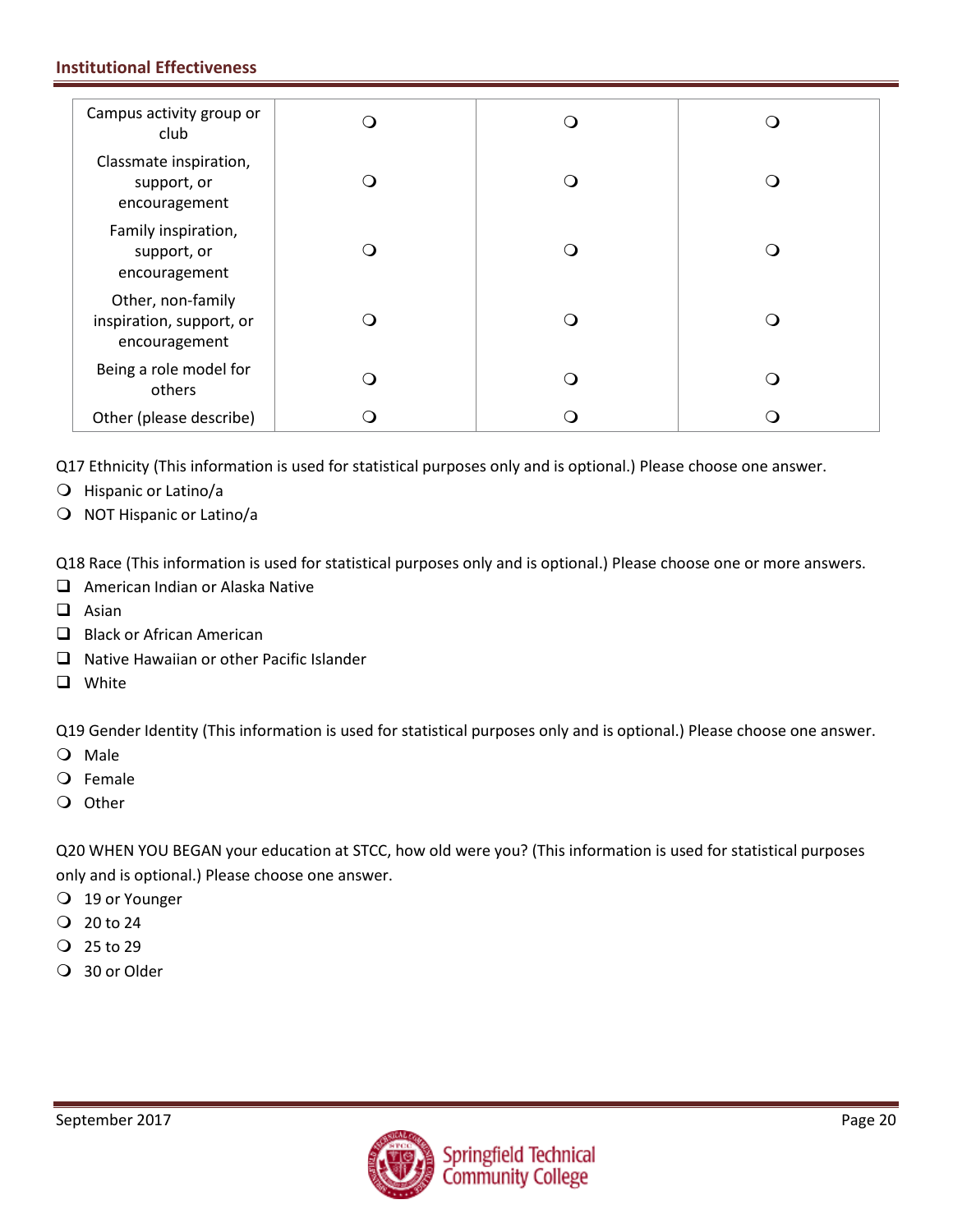| Campus activity group or club | ❍ | ❍ | ❍ |
|---|---|---|---|
| Classmate inspiration, support, or encouragement | ❍ | ❍ | ❍ |
| Family inspiration, support, or encouragement | ❍ | ❍ | ❍ |
| Other, non-family inspiration, support, or encouragement | ❍ | ❍ | ❍ |
| Being a role model for others | ❍ | ❍ | ❍ |
| Other (please describe) | ❍ | ❍ | ❍ |

Q17 Ethnicity (This information is used for statistical purposes only and is optional.) Please choose one answer.

- ❍ Hispanic or Latino/a
- ❍ NOT Hispanic or Latino/a

Q18 Race (This information is used for statistical purposes only and is optional.) Please choose one or more answers.

- ❑ American Indian or Alaska Native
- ❑ Asian
- ❑ Black or African American
- ❑ Native Hawaiian or other Pacific Islander
- ❑ White

Q19 Gender Identity (This information is used for statistical purposes only and is optional.) Please choose one answer.

- ❍ Male
- ❍ Female
- ❍ Other

Q20 WHEN YOU BEGAN your education at STCC, how old were you? (This information is used for statistical purposes only and is optional.) Please choose one answer.

- ❍ 19 or Younger
- ❍ 20 to 24
- ❍ 25 to 29
- ❍ 30 or Older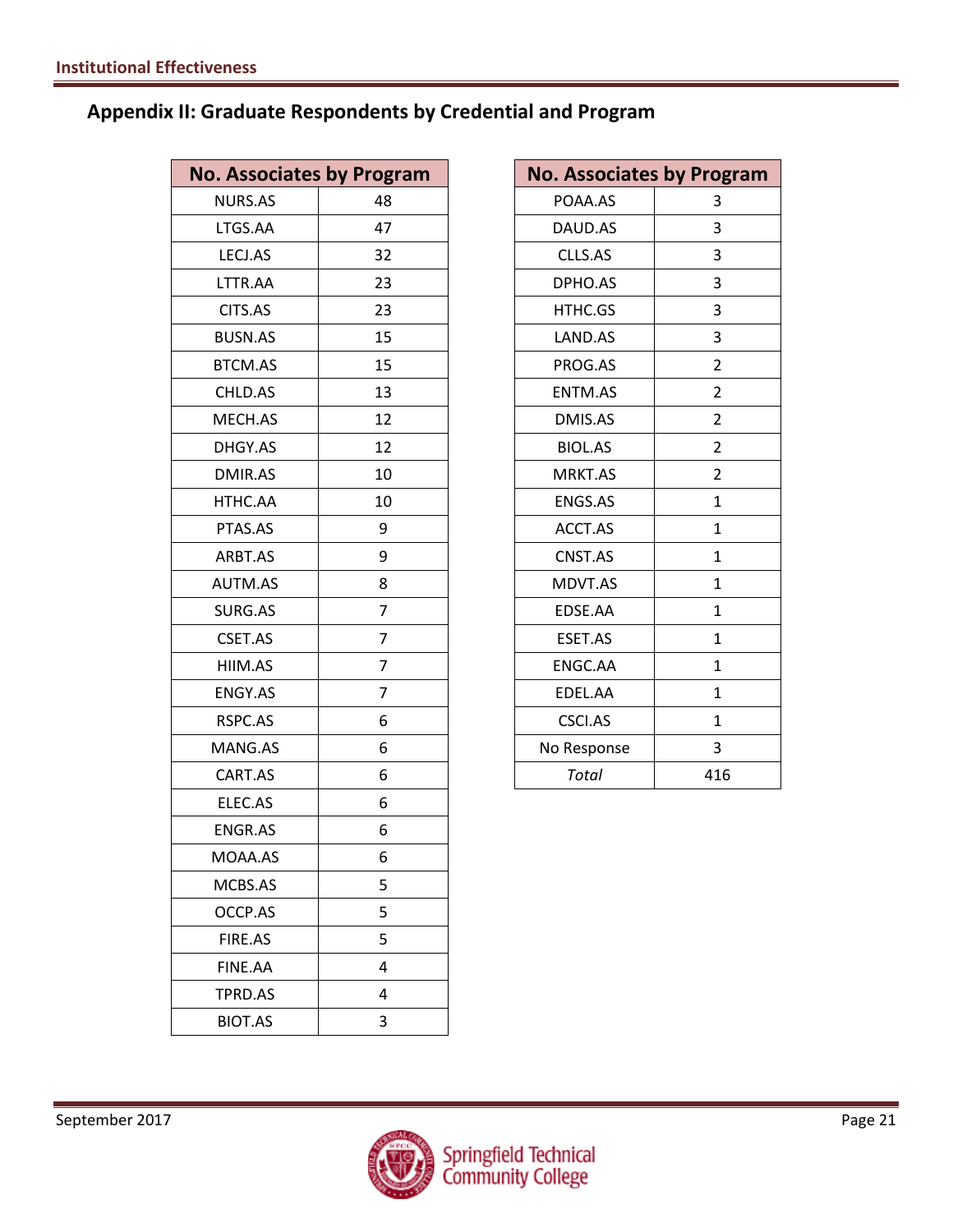## Appendix II: Graduate Respondents by Credential and Program

| No. Associates by Program | |
|---|---|
| NURS.AS | 48 |
| LTGS.AA | 47 |
| LECJ.AS | 32 |
| LTTR.AA | 23 |
| CITS.AS | 23 |
| BUSN.AS | 15 |
| BTCM.AS | 15 |
| CHLD.AS | 13 |
| MECH.AS | 12 |
| DHGY.AS | 12 |
| DMIR.AS | 10 |
| HTHC.AA | 10 |
| PTAS.AS | 9 |
| ARBT.AS | 9 |
| AUTM.AS | 8 |
| SURG.AS | 7 |
| CSET.AS | 7 |
| HIIM.AS | 7 |
| ENGY.AS | 7 |
| RSPC.AS | 6 |
| MANG.AS | 6 |
| CART.AS | 6 |
| ELEC.AS | 6 |
| ENGR.AS | 6 |
| MOAA.AS | 6 |
| MCBS.AS | 5 |
| OCCP.AS | 5 |
| FIRE.AS | 5 |
| FINE.AA | 4 |
| TPRD.AS | 4 |
| BIOT.AS | 3 |

| No. Associates by Program | |
|---|---|
| POAA.AS | 3 |
| DAUD.AS | 3 |
| CLLS.AS | 3 |
| DPHO.AS | 3 |
| HTHC.GS | 3 |
| LAND.AS | 3 |
| PROG.AS | 2 |
| ENTM.AS | 2 |
| DMIS.AS | 2 |
| BIOL.AS | 2 |
| MRKT.AS | 2 |
| ENGS.AS | 1 |
| ACCT.AS | 1 |
| CNST.AS | 1 |
| MDVT.AS | 1 |
| EDSE.AA | 1 |
| ESET.AS | 1 |
| ENGC.AA | 1 |
| EDEL.AA | 1 |
| CSCI.AS | 1 |
| No Response | 3 |
| *Total* | 416 |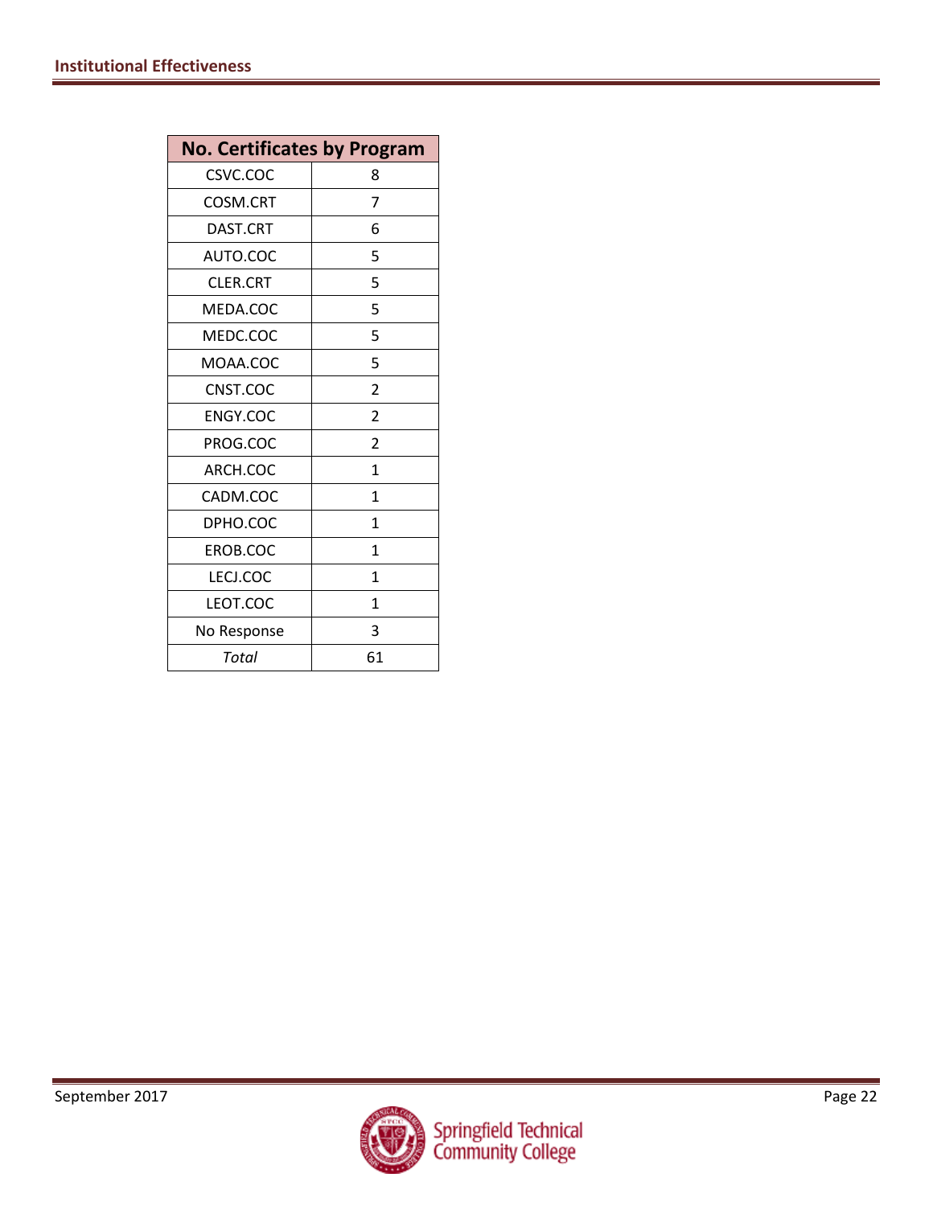| No. Certificates by Program | |
|---|---|
| CSVC.COC | 8 |
| COSM.CRT | 7 |
| DAST.CRT | 6 |
| AUTO.COC | 5 |
| CLER.CRT | 5 |
| MEDA.COC | 5 |
| MEDC.COC | 5 |
| MOAA.COC | 5 |
| CNST.COC | 2 |
| ENGY.COC | 2 |
| PROG.COC | 2 |
| ARCH.COC | 1 |
| CADM.COC | 1 |
| DPHO.COC | 1 |
| EROB.COC | 1 |
| LECJ.COC | 1 |
| LEOT.COC | 1 |
| No Response | 3 |
| *Total* | 61 |